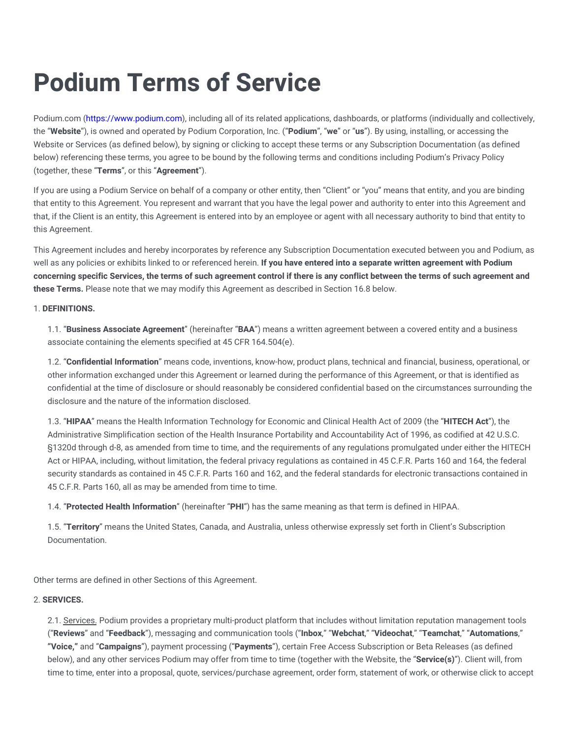# Podium Terms of Service

Podium.com (https://www.podium.com), including all of its related applications, dashboards, or platforms (individually and collectively, the "**Website**"), is owned and operated by Podium Corporation, Inc. ("**Podium**", "**we**" or "**us**"). By using, installing, or accessing the Website or Services (as defined below), by signing or clicking to accept these terms or any Subscription Documentation (as defined below) referencing these terms, you agree to be bound by the following terms and conditions including Podium's Privacy Policy (together, these "**Terms**", or this "**Agreement**").

If you are using a Podium Service on behalf of a company or other entity, then "Client" or "you" means that entity, and you are binding that entity to this Agreement. You represent and warrant that you have the legal power and authority to enter into this Agreement and that, if the Client is an entity, this Agreement is entered into by an employee or agent with all necessary authority to bind that entity to this Agreement.

This Agreement includes and hereby incorporates by reference any Subscription Documentation executed between you and Podium, as well as any policies or exhibits linked to or referenced herein. **If you have entered into a separate written agreement with Podium concerning specific Services, the terms of such agreement control if there is any conflict between the terms of such agreement and these Terms.** Please note that we may modify this Agreement as described in Section 16.8 below.

1. **DEFINITIONS.**

1.1. "**Business Associate Agreement**" (hereinafter "**BAA**") means a written agreement between a covered entity and a business associate containing the elements specified at 45 CFR 164.504(e).

1.2. "**Confidential Information**" means code, inventions, know-how, product plans, technical and financial, business, operational, or other information exchanged under this Agreement or learned during the performance of this Agreement, or that is identified as confidential at the time of disclosure or should reasonably be considered confidential based on the circumstances surrounding the disclosure and the nature of the information disclosed.

1.3. "**HIPAA**" means the Health Information Technology for Economic and Clinical Health Act of 2009 (the "**HITECH Act**"), the Administrative Simplification section of the Health Insurance Portability and Accountability Act of 1996, as codified at 42 U.S.C. §1320d through d-8, as amended from time to time, and the requirements of any regulations promulgated under either the HITECH Act or HIPAA, including, without limitation, the federal privacy regulations as contained in 45 C.F.R. Parts 160 and 164, the federal security standards as contained in 45 C.F.R. Parts 160 and 162, and the federal standards for electronic transactions contained in 45 C.F.R. Parts 160, all as may be amended from time to time.

1.4. "**Protected Health Information**" (hereinafter "**PHI**") has the same meaning as that term is defined in HIPAA.

1.5. "**Territory**" means the United States, Canada, and Australia, unless otherwise expressly set forth in Client's Subscription Documentation.

Other terms are defined in other Sections of this Agreement.

2. **SERVICES.**

2.1. Services. Podium provides a proprietary multi-product platform that includes without limitation reputation management tools ("**Reviews**" and "**Feedback**"), messaging and communication tools ("**Inbox**," "**Webchat**," "**Videochat**," "**Teamchat**," "**Automations**," **"Voice,"** and "**Campaigns**"), payment processing ("**Payments**"), certain Free Access Subscription or Beta Releases (as defined below), and any other services Podium may offer from time to time (together with the Website, the "**Service(s)**"). Client will, from time to time, enter into a proposal, quote, services/purchase agreement, order form, statement of work, or otherwise click to accept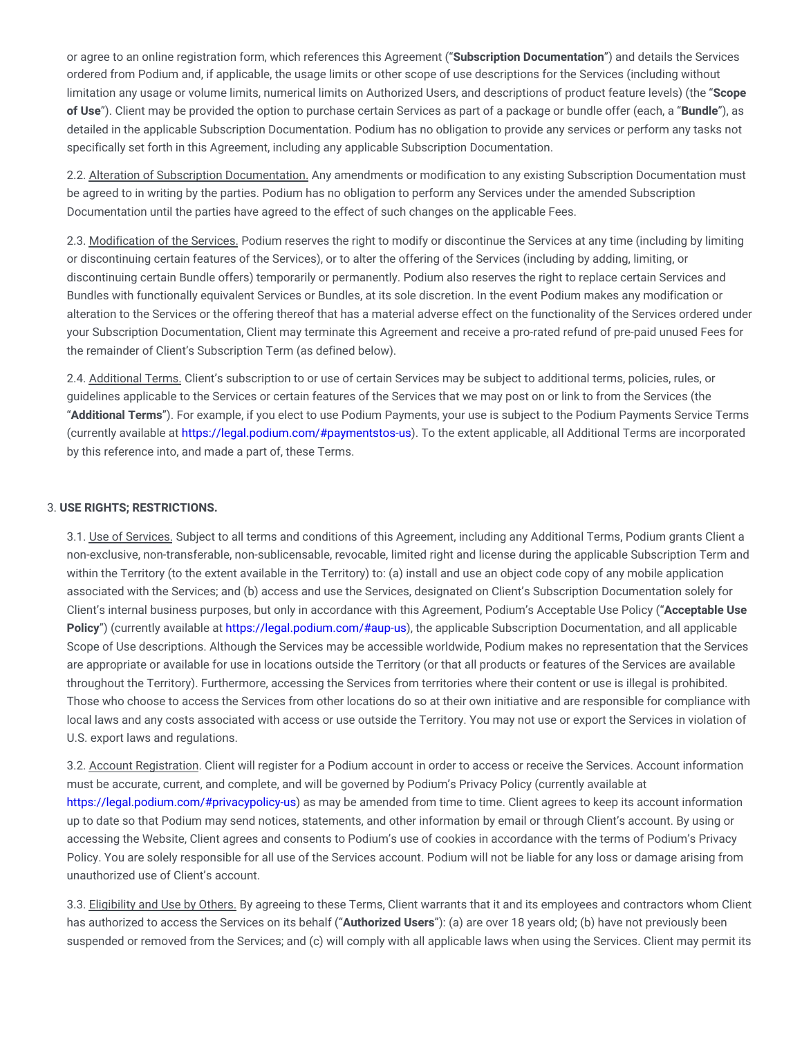or agree to an online registration form, which references this Agreement ("**Subscription Documentation**") and details the Services ordered from Podium and, if applicable, the usage limits or other scope of use descriptions for the Services (including without limitation any usage or volume limits, numerical limits on Authorized Users, and descriptions of product feature levels) (the "**Scope of Use**"). Client may be provided the option to purchase certain Services as part of a package or bundle offer (each, a "**Bundle**"), as detailed in the applicable Subscription Documentation. Podium has no obligation to provide any services or perform any tasks not specifically set forth in this Agreement, including any applicable Subscription Documentation.

2.2. Alteration of Subscription Documentation. Any amendments or modification to any existing Subscription Documentation must be agreed to in writing by the parties. Podium has no obligation to perform any Services under the amended Subscription Documentation until the parties have agreed to the effect of such changes on the applicable Fees.

2.3. Modification of the Services. Podium reserves the right to modify or discontinue the Services at any time (including by limiting or discontinuing certain features of the Services), or to alter the offering of the Services (including by adding, limiting, or discontinuing certain Bundle offers) temporarily or permanently. Podium also reserves the right to replace certain Services and Bundles with functionally equivalent Services or Bundles, at its sole discretion. In the event Podium makes any modification or alteration to the Services or the offering thereof that has a material adverse effect on the functionality of the Services ordered under your Subscription Documentation, Client may terminate this Agreement and receive a pro-rated refund of pre-paid unused Fees for the remainder of Client's Subscription Term (as defined below).

2.4. Additional Terms. Client's subscription to or use of certain Services may be subject to additional terms, policies, rules, or guidelines applicable to the Services or certain features of the Services that we may post on or link to from the Services (the "**Additional Terms**"). For example, if you elect to use Podium Payments, your use is subject to the Podium Payments Service Terms (currently available at https://legal.podium.com/#paymentstos-us). To the extent applicable, all Additional Terms are incorporated by this reference into, and made a part of, these Terms.

3. **USE RIGHTS; RESTRICTIONS.**

3.1. Use of Services. Subject to all terms and conditions of this Agreement, including any Additional Terms, Podium grants Client a non-exclusive, non-transferable, non-sublicensable, revocable, limited right and license during the applicable Subscription Term and within the Territory (to the extent available in the Territory) to: (a) install and use an object code copy of any mobile application associated with the Services; and (b) access and use the Services, designated on Client's Subscription Documentation solely for Client's internal business purposes, but only in accordance with this Agreement, Podium's Acceptable Use Policy ("**Acceptable Use Policy**") (currently available at https://legal.podium.com/#aup-us), the applicable Subscription Documentation, and all applicable Scope of Use descriptions. Although the Services may be accessible worldwide, Podium makes no representation that the Services are appropriate or available for use in locations outside the Territory (or that all products or features of the Services are available throughout the Territory). Furthermore, accessing the Services from territories where their content or use is illegal is prohibited. Those who choose to access the Services from other locations do so at their own initiative and are responsible for compliance with local laws and any costs associated with access or use outside the Territory. You may not use or export the Services in violation of U.S. export laws and regulations.

3.2. Account Registration. Client will register for a Podium account in order to access or receive the Services. Account information must be accurate, current, and complete, and will be governed by Podium's Privacy Policy (currently available at https://legal.podium.com/#privacypolicy-us) as may be amended from time to time. Client agrees to keep its account information up to date so that Podium may send notices, statements, and other information by email or through Client's account. By using or accessing the Website, Client agrees and consents to Podium's use of cookies in accordance with the terms of Podium's Privacy Policy. You are solely responsible for all use of the Services account. Podium will not be liable for any loss or damage arising from unauthorized use of Client's account.

3.3. Eligibility and Use by Others. By agreeing to these Terms, Client warrants that it and its employees and contractors whom Client has authorized to access the Services on its behalf ("**Authorized Users**"): (a) are over 18 years old; (b) have not previously been suspended or removed from the Services; and (c) will comply with all applicable laws when using the Services. Client may permit its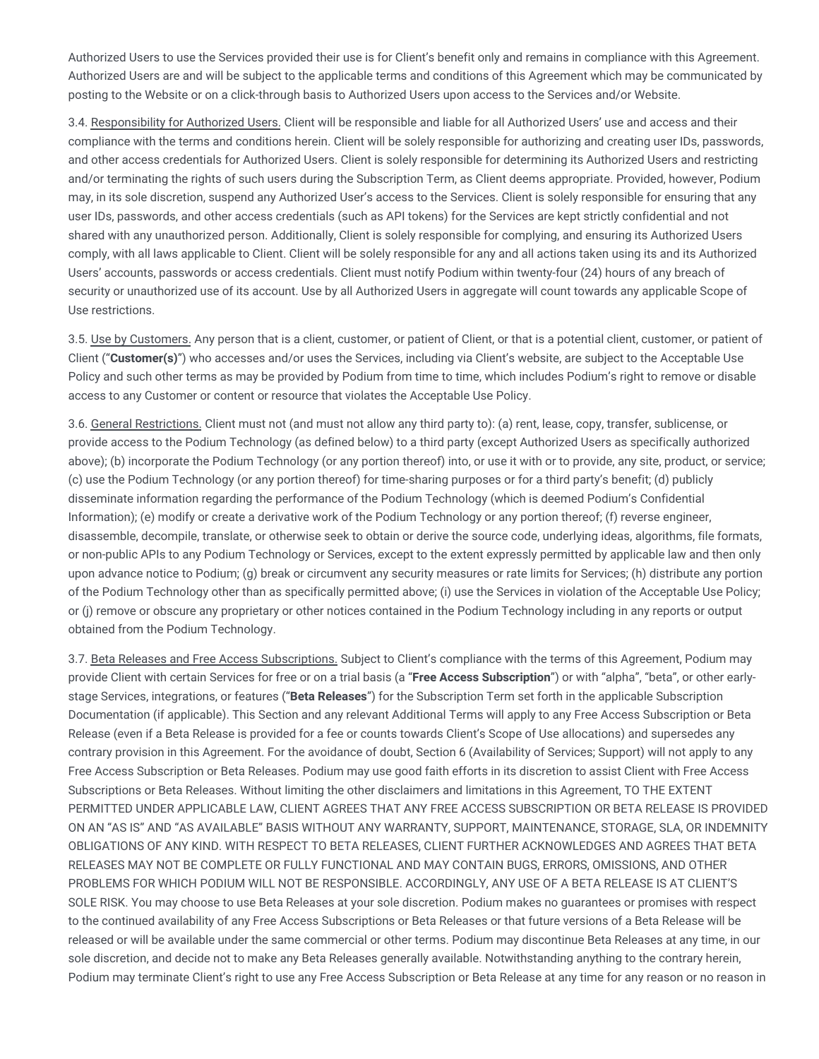Authorized Users to use the Services provided their use is for Client's benefit only and remains in compliance with this Agreement. Authorized Users are and will be subject to the applicable terms and conditions of this Agreement which may be communicated by posting to the Website or on a click-through basis to Authorized Users upon access to the Services and/or Website.

3.4. Responsibility for Authorized Users. Client will be responsible and liable for all Authorized Users' use and access and their compliance with the terms and conditions herein. Client will be solely responsible for authorizing and creating user IDs, passwords, and other access credentials for Authorized Users. Client is solely responsible for determining its Authorized Users and restricting and/or terminating the rights of such users during the Subscription Term, as Client deems appropriate. Provided, however, Podium may, in its sole discretion, suspend any Authorized User's access to the Services. Client is solely responsible for ensuring that any user IDs, passwords, and other access credentials (such as API tokens) for the Services are kept strictly confidential and not shared with any unauthorized person. Additionally, Client is solely responsible for complying, and ensuring its Authorized Users comply, with all laws applicable to Client. Client will be solely responsible for any and all actions taken using its and its Authorized Users' accounts, passwords or access credentials. Client must notify Podium within twenty-four (24) hours of any breach of security or unauthorized use of its account. Use by all Authorized Users in aggregate will count towards any applicable Scope of Use restrictions.

3.5. Use by Customers. Any person that is a client, customer, or patient of Client, or that is a potential client, customer, or patient of Client ("**Customer(s)**") who accesses and/or uses the Services, including via Client's website, are subject to the Acceptable Use Policy and such other terms as may be provided by Podium from time to time, which includes Podium's right to remove or disable access to any Customer or content or resource that violates the Acceptable Use Policy.

3.6. General Restrictions. Client must not (and must not allow any third party to): (a) rent, lease, copy, transfer, sublicense, or provide access to the Podium Technology (as defined below) to a third party (except Authorized Users as specifically authorized above); (b) incorporate the Podium Technology (or any portion thereof) into, or use it with or to provide, any site, product, or service; (c) use the Podium Technology (or any portion thereof) for time-sharing purposes or for a third party's benefit; (d) publicly disseminate information regarding the performance of the Podium Technology (which is deemed Podium's Confidential Information); (e) modify or create a derivative work of the Podium Technology or any portion thereof; (f) reverse engineer, disassemble, decompile, translate, or otherwise seek to obtain or derive the source code, underlying ideas, algorithms, file formats, or non-public APIs to any Podium Technology or Services, except to the extent expressly permitted by applicable law and then only upon advance notice to Podium; (g) break or circumvent any security measures or rate limits for Services; (h) distribute any portion of the Podium Technology other than as specifically permitted above; (i) use the Services in violation of the Acceptable Use Policy; or (j) remove or obscure any proprietary or other notices contained in the Podium Technology including in any reports or output obtained from the Podium Technology.

3.7. Beta Releases and Free Access Subscriptions. Subject to Client's compliance with the terms of this Agreement, Podium may provide Client with certain Services for free or on a trial basis (a "**Free Access Subscription**") or with "alpha", "beta", or other early-stage Services, integrations, or features ("**Beta Releases**") for the Subscription Term set forth in the applicable Subscription Documentation (if applicable). This Section and any relevant Additional Terms will apply to any Free Access Subscription or Beta Release (even if a Beta Release is provided for a fee or counts towards Client's Scope of Use allocations) and supersedes any contrary provision in this Agreement. For the avoidance of doubt, Section 6 (Availability of Services; Support) will not apply to any Free Access Subscription or Beta Releases. Podium may use good faith efforts in its discretion to assist Client with Free Access Subscriptions or Beta Releases. Without limiting the other disclaimers and limitations in this Agreement, TO THE EXTENT PERMITTED UNDER APPLICABLE LAW, CLIENT AGREES THAT ANY FREE ACCESS SUBSCRIPTION OR BETA RELEASE IS PROVIDED ON AN "AS IS" AND "AS AVAILABLE" BASIS WITHOUT ANY WARRANTY, SUPPORT, MAINTENANCE, STORAGE, SLA, OR INDEMNITY OBLIGATIONS OF ANY KIND. WITH RESPECT TO BETA RELEASES, CLIENT FURTHER ACKNOWLEDGES AND AGREES THAT BETA RELEASES MAY NOT BE COMPLETE OR FULLY FUNCTIONAL AND MAY CONTAIN BUGS, ERRORS, OMISSIONS, AND OTHER PROBLEMS FOR WHICH PODIUM WILL NOT BE RESPONSIBLE. ACCORDINGLY, ANY USE OF A BETA RELEASE IS AT CLIENT'S SOLE RISK. You may choose to use Beta Releases at your sole discretion. Podium makes no guarantees or promises with respect to the continued availability of any Free Access Subscriptions or Beta Releases or that future versions of a Beta Release will be released or will be available under the same commercial or other terms. Podium may discontinue Beta Releases at any time, in our sole discretion, and decide not to make any Beta Releases generally available. Notwithstanding anything to the contrary herein, Podium may terminate Client's right to use any Free Access Subscription or Beta Release at any time for any reason or no reason in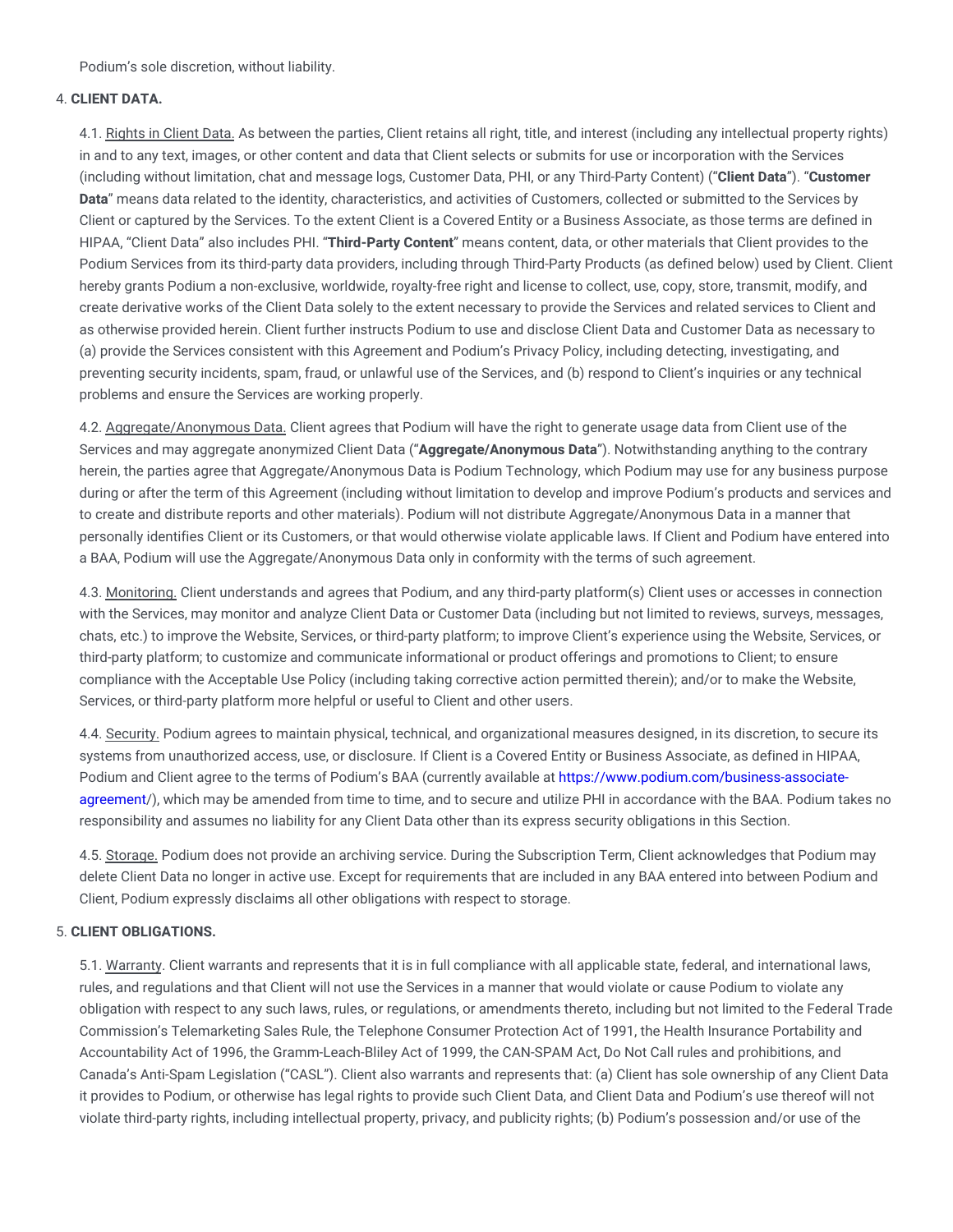Podium's sole discretion, without liability.

4. **CLIENT DATA.**

4.1. Rights in Client Data. As between the parties, Client retains all right, title, and interest (including any intellectual property rights) in and to any text, images, or other content and data that Client selects or submits for use or incorporation with the Services (including without limitation, chat and message logs, Customer Data, PHI, or any Third-Party Content) ("**Client Data**"). "**Customer Data**" means data related to the identity, characteristics, and activities of Customers, collected or submitted to the Services by Client or captured by the Services. To the extent Client is a Covered Entity or a Business Associate, as those terms are defined in HIPAA, "Client Data" also includes PHI. "**Third-Party Content**" means content, data, or other materials that Client provides to the Podium Services from its third-party data providers, including through Third-Party Products (as defined below) used by Client. Client hereby grants Podium a non-exclusive, worldwide, royalty-free right and license to collect, use, copy, store, transmit, modify, and create derivative works of the Client Data solely to the extent necessary to provide the Services and related services to Client and as otherwise provided herein. Client further instructs Podium to use and disclose Client Data and Customer Data as necessary to (a) provide the Services consistent with this Agreement and Podium's Privacy Policy, including detecting, investigating, and preventing security incidents, spam, fraud, or unlawful use of the Services, and (b) respond to Client's inquiries or any technical problems and ensure the Services are working properly.

4.2. Aggregate/Anonymous Data. Client agrees that Podium will have the right to generate usage data from Client use of the Services and may aggregate anonymized Client Data ("**Aggregate/Anonymous Data**"). Notwithstanding anything to the contrary herein, the parties agree that Aggregate/Anonymous Data is Podium Technology, which Podium may use for any business purpose during or after the term of this Agreement (including without limitation to develop and improve Podium's products and services and to create and distribute reports and other materials). Podium will not distribute Aggregate/Anonymous Data in a manner that personally identifies Client or its Customers, or that would otherwise violate applicable laws. If Client and Podium have entered into a BAA, Podium will use the Aggregate/Anonymous Data only in conformity with the terms of such agreement.

4.3. Monitoring. Client understands and agrees that Podium, and any third-party platform(s) Client uses or accesses in connection with the Services, may monitor and analyze Client Data or Customer Data (including but not limited to reviews, surveys, messages, chats, etc.) to improve the Website, Services, or third-party platform; to improve Client's experience using the Website, Services, or third-party platform; to customize and communicate informational or product offerings and promotions to Client; to ensure compliance with the Acceptable Use Policy (including taking corrective action permitted therein); and/or to make the Website, Services, or third-party platform more helpful or useful to Client and other users.

4.4. Security. Podium agrees to maintain physical, technical, and organizational measures designed, in its discretion, to secure its systems from unauthorized access, use, or disclosure. If Client is a Covered Entity or Business Associate, as defined in HIPAA, Podium and Client agree to the terms of Podium's BAA (currently available at https://www.podium.com/business-associate-agreement/), which may be amended from time to time, and to secure and utilize PHI in accordance with the BAA. Podium takes no responsibility and assumes no liability for any Client Data other than its express security obligations in this Section.

4.5. Storage. Podium does not provide an archiving service. During the Subscription Term, Client acknowledges that Podium may delete Client Data no longer in active use. Except for requirements that are included in any BAA entered into between Podium and Client, Podium expressly disclaims all other obligations with respect to storage.

5. **CLIENT OBLIGATIONS.**

5.1. Warranty. Client warrants and represents that it is in full compliance with all applicable state, federal, and international laws, rules, and regulations and that Client will not use the Services in a manner that would violate or cause Podium to violate any obligation with respect to any such laws, rules, or regulations, or amendments thereto, including but not limited to the Federal Trade Commission's Telemarketing Sales Rule, the Telephone Consumer Protection Act of 1991, the Health Insurance Portability and Accountability Act of 1996, the Gramm-Leach-Bliley Act of 1999, the CAN-SPAM Act, Do Not Call rules and prohibitions, and Canada's Anti-Spam Legislation ("CASL"). Client also warrants and represents that: (a) Client has sole ownership of any Client Data it provides to Podium, or otherwise has legal rights to provide such Client Data, and Client Data and Podium's use thereof will not violate third-party rights, including intellectual property, privacy, and publicity rights; (b) Podium's possession and/or use of the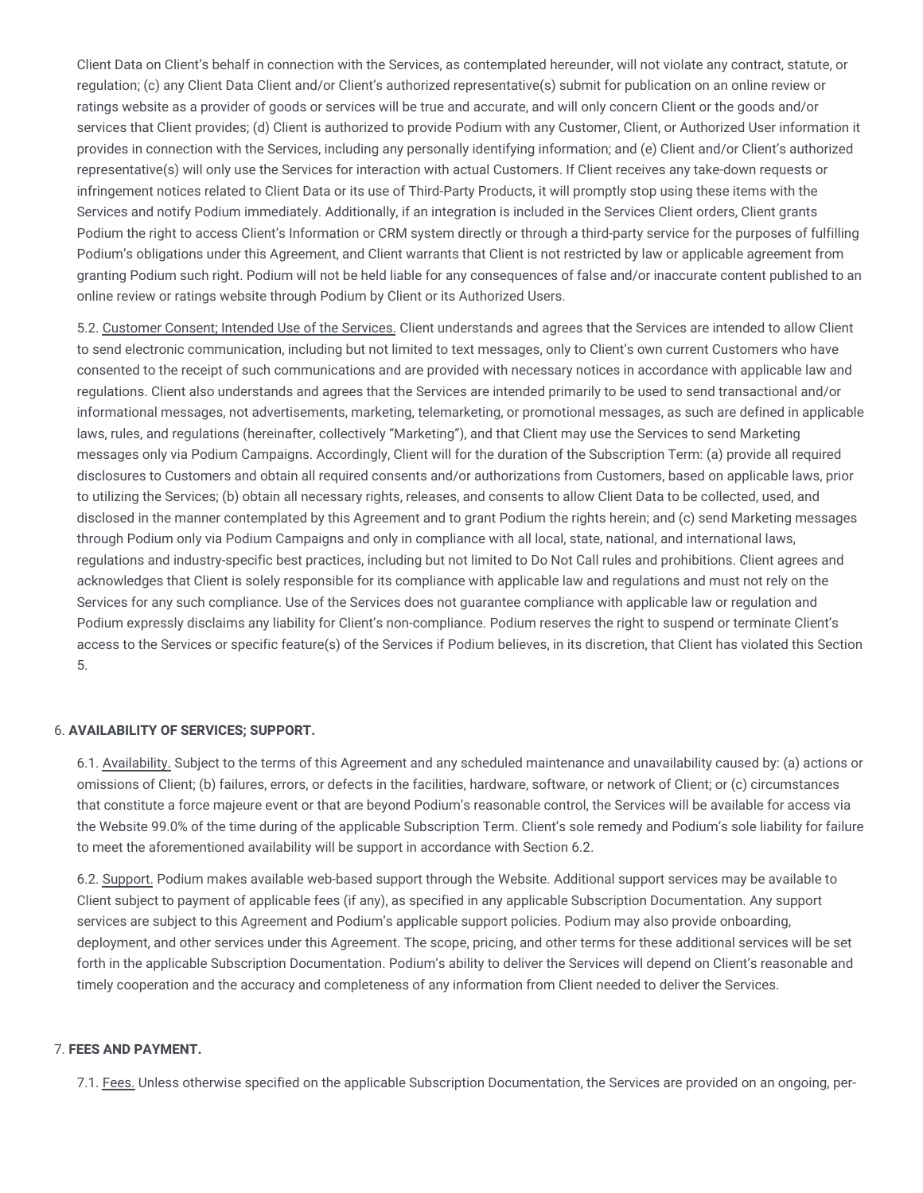Client Data on Client's behalf in connection with the Services, as contemplated hereunder, will not violate any contract, statute, or regulation; (c) any Client Data Client and/or Client's authorized representative(s) submit for publication on an online review or ratings website as a provider of goods or services will be true and accurate, and will only concern Client or the goods and/or services that Client provides; (d) Client is authorized to provide Podium with any Customer, Client, or Authorized User information it provides in connection with the Services, including any personally identifying information; and (e) Client and/or Client's authorized representative(s) will only use the Services for interaction with actual Customers. If Client receives any take-down requests or infringement notices related to Client Data or its use of Third-Party Products, it will promptly stop using these items with the Services and notify Podium immediately. Additionally, if an integration is included in the Services Client orders, Client grants Podium the right to access Client's Information or CRM system directly or through a third-party service for the purposes of fulfilling Podium's obligations under this Agreement, and Client warrants that Client is not restricted by law or applicable agreement from granting Podium such right. Podium will not be held liable for any consequences of false and/or inaccurate content published to an online review or ratings website through Podium by Client or its Authorized Users.

5.2. Customer Consent; Intended Use of the Services. Client understands and agrees that the Services are intended to allow Client to send electronic communication, including but not limited to text messages, only to Client's own current Customers who have consented to the receipt of such communications and are provided with necessary notices in accordance with applicable law and regulations. Client also understands and agrees that the Services are intended primarily to be used to send transactional and/or informational messages, not advertisements, marketing, telemarketing, or promotional messages, as such are defined in applicable laws, rules, and regulations (hereinafter, collectively "Marketing"), and that Client may use the Services to send Marketing messages only via Podium Campaigns. Accordingly, Client will for the duration of the Subscription Term: (a) provide all required disclosures to Customers and obtain all required consents and/or authorizations from Customers, based on applicable laws, prior to utilizing the Services; (b) obtain all necessary rights, releases, and consents to allow Client Data to be collected, used, and disclosed in the manner contemplated by this Agreement and to grant Podium the rights herein; and (c) send Marketing messages through Podium only via Podium Campaigns and only in compliance with all local, state, national, and international laws, regulations and industry-specific best practices, including but not limited to Do Not Call rules and prohibitions. Client agrees and acknowledges that Client is solely responsible for its compliance with applicable law and regulations and must not rely on the Services for any such compliance. Use of the Services does not guarantee compliance with applicable law or regulation and Podium expressly disclaims any liability for Client's non-compliance. Podium reserves the right to suspend or terminate Client's access to the Services or specific feature(s) of the Services if Podium believes, in its discretion, that Client has violated this Section 5.

6. **AVAILABILITY OF SERVICES; SUPPORT.**

6.1. Availability. Subject to the terms of this Agreement and any scheduled maintenance and unavailability caused by: (a) actions or omissions of Client; (b) failures, errors, or defects in the facilities, hardware, software, or network of Client; or (c) circumstances that constitute a force majeure event or that are beyond Podium's reasonable control, the Services will be available for access via the Website 99.0% of the time during of the applicable Subscription Term. Client's sole remedy and Podium's sole liability for failure to meet the aforementioned availability will be support in accordance with Section 6.2.

6.2. Support. Podium makes available web-based support through the Website. Additional support services may be available to Client subject to payment of applicable fees (if any), as specified in any applicable Subscription Documentation. Any support services are subject to this Agreement and Podium's applicable support policies. Podium may also provide onboarding, deployment, and other services under this Agreement. The scope, pricing, and other terms for these additional services will be set forth in the applicable Subscription Documentation. Podium's ability to deliver the Services will depend on Client's reasonable and timely cooperation and the accuracy and completeness of any information from Client needed to deliver the Services.

7. **FEES AND PAYMENT.**

7.1. Fees. Unless otherwise specified on the applicable Subscription Documentation, the Services are provided on an ongoing, per-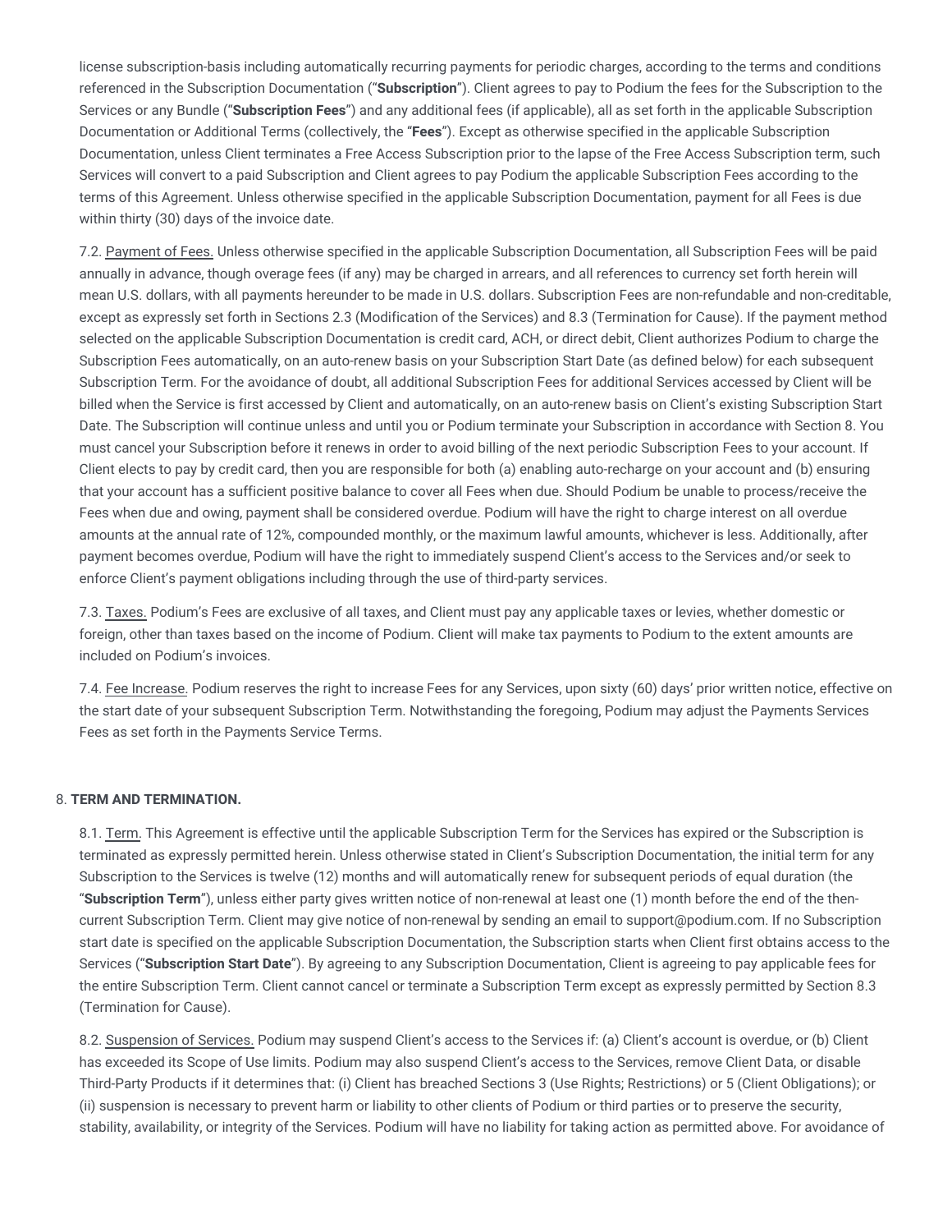license subscription-basis including automatically recurring payments for periodic charges, according to the terms and conditions referenced in the Subscription Documentation ("**Subscription**"). Client agrees to pay to Podium the fees for the Subscription to the Services or any Bundle ("**Subscription Fees**") and any additional fees (if applicable), all as set forth in the applicable Subscription Documentation or Additional Terms (collectively, the "**Fees**"). Except as otherwise specified in the applicable Subscription Documentation, unless Client terminates a Free Access Subscription prior to the lapse of the Free Access Subscription term, such Services will convert to a paid Subscription and Client agrees to pay Podium the applicable Subscription Fees according to the terms of this Agreement. Unless otherwise specified in the applicable Subscription Documentation, payment for all Fees is due within thirty (30) days of the invoice date.

7.2. Payment of Fees. Unless otherwise specified in the applicable Subscription Documentation, all Subscription Fees will be paid annually in advance, though overage fees (if any) may be charged in arrears, and all references to currency set forth herein will mean U.S. dollars, with all payments hereunder to be made in U.S. dollars. Subscription Fees are non-refundable and non-creditable, except as expressly set forth in Sections 2.3 (Modification of the Services) and 8.3 (Termination for Cause). If the payment method selected on the applicable Subscription Documentation is credit card, ACH, or direct debit, Client authorizes Podium to charge the Subscription Fees automatically, on an auto-renew basis on your Subscription Start Date (as defined below) for each subsequent Subscription Term. For the avoidance of doubt, all additional Subscription Fees for additional Services accessed by Client will be billed when the Service is first accessed by Client and automatically, on an auto-renew basis on Client's existing Subscription Start Date. The Subscription will continue unless and until you or Podium terminate your Subscription in accordance with Section 8. You must cancel your Subscription before it renews in order to avoid billing of the next periodic Subscription Fees to your account. If Client elects to pay by credit card, then you are responsible for both (a) enabling auto-recharge on your account and (b) ensuring that your account has a sufficient positive balance to cover all Fees when due. Should Podium be unable to process/receive the Fees when due and owing, payment shall be considered overdue. Podium will have the right to charge interest on all overdue amounts at the annual rate of 12%, compounded monthly, or the maximum lawful amounts, whichever is less. Additionally, after payment becomes overdue, Podium will have the right to immediately suspend Client's access to the Services and/or seek to enforce Client's payment obligations including through the use of third-party services.

7.3. Taxes. Podium's Fees are exclusive of all taxes, and Client must pay any applicable taxes or levies, whether domestic or foreign, other than taxes based on the income of Podium. Client will make tax payments to Podium to the extent amounts are included on Podium's invoices.

7.4. Fee Increase. Podium reserves the right to increase Fees for any Services, upon sixty (60) days' prior written notice, effective on the start date of your subsequent Subscription Term. Notwithstanding the foregoing, Podium may adjust the Payments Services Fees as set forth in the Payments Service Terms.

8. **TERM AND TERMINATION.**

8.1. Term. This Agreement is effective until the applicable Subscription Term for the Services has expired or the Subscription is terminated as expressly permitted herein. Unless otherwise stated in Client's Subscription Documentation, the initial term for any Subscription to the Services is twelve (12) months and will automatically renew for subsequent periods of equal duration (the "**Subscription Term**"), unless either party gives written notice of non-renewal at least one (1) month before the end of the then-current Subscription Term. Client may give notice of non-renewal by sending an email to support@podium.com. If no Subscription start date is specified on the applicable Subscription Documentation, the Subscription starts when Client first obtains access to the Services ("**Subscription Start Date**"). By agreeing to any Subscription Documentation, Client is agreeing to pay applicable fees for the entire Subscription Term. Client cannot cancel or terminate a Subscription Term except as expressly permitted by Section 8.3 (Termination for Cause).

8.2. Suspension of Services. Podium may suspend Client's access to the Services if: (a) Client's account is overdue, or (b) Client has exceeded its Scope of Use limits. Podium may also suspend Client's access to the Services, remove Client Data, or disable Third-Party Products if it determines that: (i) Client has breached Sections 3 (Use Rights; Restrictions) or 5 (Client Obligations); or (ii) suspension is necessary to prevent harm or liability to other clients of Podium or third parties or to preserve the security, stability, availability, or integrity of the Services. Podium will have no liability for taking action as permitted above. For avoidance of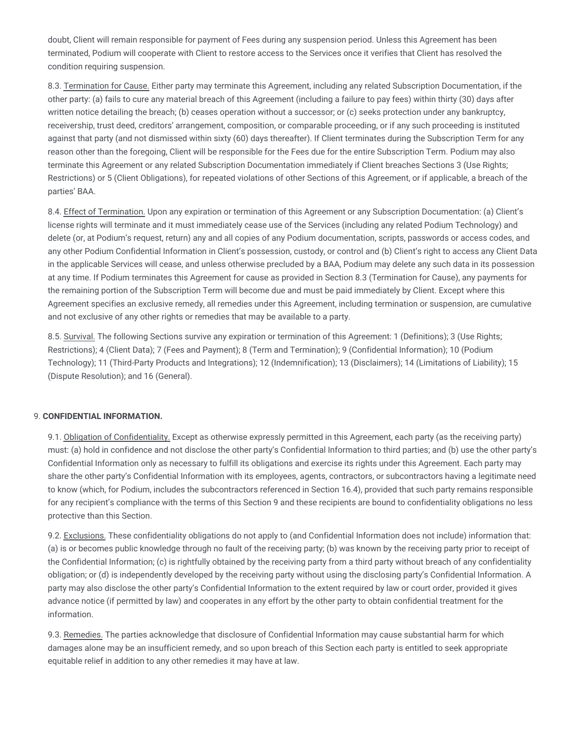doubt, Client will remain responsible for payment of Fees during any suspension period. Unless this Agreement has been terminated, Podium will cooperate with Client to restore access to the Services once it verifies that Client has resolved the condition requiring suspension.

8.3. Termination for Cause. Either party may terminate this Agreement, including any related Subscription Documentation, if the other party: (a) fails to cure any material breach of this Agreement (including a failure to pay fees) within thirty (30) days after written notice detailing the breach; (b) ceases operation without a successor; or (c) seeks protection under any bankruptcy, receivership, trust deed, creditors' arrangement, composition, or comparable proceeding, or if any such proceeding is instituted against that party (and not dismissed within sixty (60) days thereafter). If Client terminates during the Subscription Term for any reason other than the foregoing, Client will be responsible for the Fees due for the entire Subscription Term. Podium may also terminate this Agreement or any related Subscription Documentation immediately if Client breaches Sections 3 (Use Rights; Restrictions) or 5 (Client Obligations), for repeated violations of other Sections of this Agreement, or if applicable, a breach of the parties' BAA.

8.4. Effect of Termination. Upon any expiration or termination of this Agreement or any Subscription Documentation: (a) Client's license rights will terminate and it must immediately cease use of the Services (including any related Podium Technology) and delete (or, at Podium's request, return) any and all copies of any Podium documentation, scripts, passwords or access codes, and any other Podium Confidential Information in Client's possession, custody, or control and (b) Client's right to access any Client Data in the applicable Services will cease, and unless otherwise precluded by a BAA, Podium may delete any such data in its possession at any time. If Podium terminates this Agreement for cause as provided in Section 8.3 (Termination for Cause), any payments for the remaining portion of the Subscription Term will become due and must be paid immediately by Client. Except where this Agreement specifies an exclusive remedy, all remedies under this Agreement, including termination or suspension, are cumulative and not exclusive of any other rights or remedies that may be available to a party.

8.5. Survival. The following Sections survive any expiration or termination of this Agreement: 1 (Definitions); 3 (Use Rights; Restrictions); 4 (Client Data); 7 (Fees and Payment); 8 (Term and Termination); 9 (Confidential Information); 10 (Podium Technology); 11 (Third-Party Products and Integrations); 12 (Indemnification); 13 (Disclaimers); 14 (Limitations of Liability); 15 (Dispute Resolution); and 16 (General).

## 9. CONFIDENTIAL INFORMATION.

9.1. Obligation of Confidentiality. Except as otherwise expressly permitted in this Agreement, each party (as the receiving party) must: (a) hold in confidence and not disclose the other party's Confidential Information to third parties; and (b) use the other party's Confidential Information only as necessary to fulfill its obligations and exercise its rights under this Agreement. Each party may share the other party's Confidential Information with its employees, agents, contractors, or subcontractors having a legitimate need to know (which, for Podium, includes the subcontractors referenced in Section 16.4), provided that such party remains responsible for any recipient's compliance with the terms of this Section 9 and these recipients are bound to confidentiality obligations no less protective than this Section.

9.2. Exclusions. These confidentiality obligations do not apply to (and Confidential Information does not include) information that: (a) is or becomes public knowledge through no fault of the receiving party; (b) was known by the receiving party prior to receipt of the Confidential Information; (c) is rightfully obtained by the receiving party from a third party without breach of any confidentiality obligation; or (d) is independently developed by the receiving party without using the disclosing party's Confidential Information. A party may also disclose the other party's Confidential Information to the extent required by law or court order, provided it gives advance notice (if permitted by law) and cooperates in any effort by the other party to obtain confidential treatment for the information.

9.3. Remedies. The parties acknowledge that disclosure of Confidential Information may cause substantial harm for which damages alone may be an insufficient remedy, and so upon breach of this Section each party is entitled to seek appropriate equitable relief in addition to any other remedies it may have at law.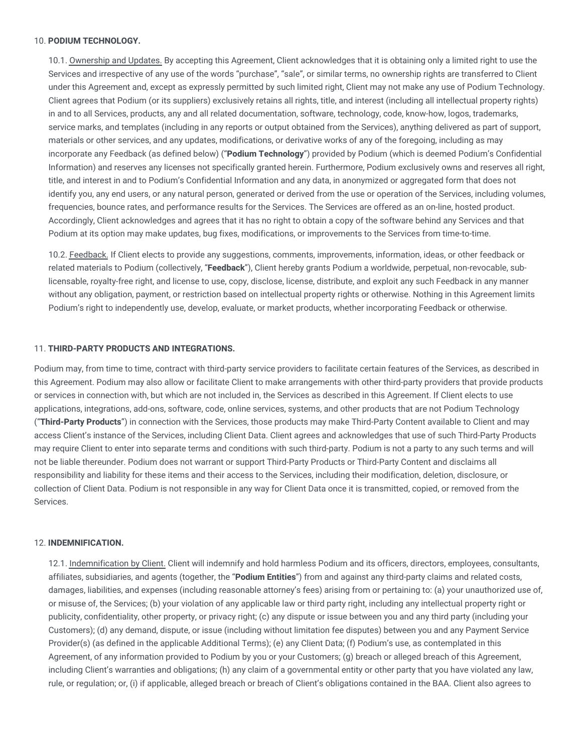## 10. **PODIUM TECHNOLOGY.**

10.1. Ownership and Updates. By accepting this Agreement, Client acknowledges that it is obtaining only a limited right to use the Services and irrespective of any use of the words "purchase", "sale", or similar terms, no ownership rights are transferred to Client under this Agreement and, except as expressly permitted by such limited right, Client may not make any use of Podium Technology. Client agrees that Podium (or its suppliers) exclusively retains all rights, title, and interest (including all intellectual property rights) in and to all Services, products, any and all related documentation, software, technology, code, know-how, logos, trademarks, service marks, and templates (including in any reports or output obtained from the Services), anything delivered as part of support, materials or other services, and any updates, modifications, or derivative works of any of the foregoing, including as may incorporate any Feedback (as defined below) ("**Podium Technology**") provided by Podium (which is deemed Podium's Confidential Information) and reserves any licenses not specifically granted herein. Furthermore, Podium exclusively owns and reserves all right, title, and interest in and to Podium's Confidential Information and any data, in anonymized or aggregated form that does not identify you, any end users, or any natural person, generated or derived from the use or operation of the Services, including volumes, frequencies, bounce rates, and performance results for the Services. The Services are offered as an on-line, hosted product. Accordingly, Client acknowledges and agrees that it has no right to obtain a copy of the software behind any Services and that Podium at its option may make updates, bug fixes, modifications, or improvements to the Services from time-to-time.

10.2. Feedback. If Client elects to provide any suggestions, comments, improvements, information, ideas, or other feedback or related materials to Podium (collectively, "**Feedback**"), Client hereby grants Podium a worldwide, perpetual, non-revocable, sub-licensable, royalty-free right, and license to use, copy, disclose, license, distribute, and exploit any such Feedback in any manner without any obligation, payment, or restriction based on intellectual property rights or otherwise. Nothing in this Agreement limits Podium's right to independently use, develop, evaluate, or market products, whether incorporating Feedback or otherwise.

## 11. **THIRD-PARTY PRODUCTS AND INTEGRATIONS.**

Podium may, from time to time, contract with third-party service providers to facilitate certain features of the Services, as described in this Agreement. Podium may also allow or facilitate Client to make arrangements with other third-party providers that provide products or services in connection with, but which are not included in, the Services as described in this Agreement. If Client elects to use applications, integrations, add-ons, software, code, online services, systems, and other products that are not Podium Technology ("**Third-Party Products**") in connection with the Services, those products may make Third-Party Content available to Client and may access Client's instance of the Services, including Client Data. Client agrees and acknowledges that use of such Third-Party Products may require Client to enter into separate terms and conditions with such third-party. Podium is not a party to any such terms and will not be liable thereunder. Podium does not warrant or support Third-Party Products or Third-Party Content and disclaims all responsibility and liability for these items and their access to the Services, including their modification, deletion, disclosure, or collection of Client Data. Podium is not responsible in any way for Client Data once it is transmitted, copied, or removed from the Services.

## 12. **INDEMNIFICATION.**

12.1. Indemnification by Client. Client will indemnify and hold harmless Podium and its officers, directors, employees, consultants, affiliates, subsidiaries, and agents (together, the "**Podium Entities**") from and against any third-party claims and related costs, damages, liabilities, and expenses (including reasonable attorney's fees) arising from or pertaining to: (a) your unauthorized use of, or misuse of, the Services; (b) your violation of any applicable law or third party right, including any intellectual property right or publicity, confidentiality, other property, or privacy right; (c) any dispute or issue between you and any third party (including your Customers); (d) any demand, dispute, or issue (including without limitation fee disputes) between you and any Payment Service Provider(s) (as defined in the applicable Additional Terms); (e) any Client Data; (f) Podium's use, as contemplated in this Agreement, of any information provided to Podium by you or your Customers; (g) breach or alleged breach of this Agreement, including Client's warranties and obligations; (h) any claim of a governmental entity or other party that you have violated any law, rule, or regulation; or, (i) if applicable, alleged breach or breach of Client's obligations contained in the BAA. Client also agrees to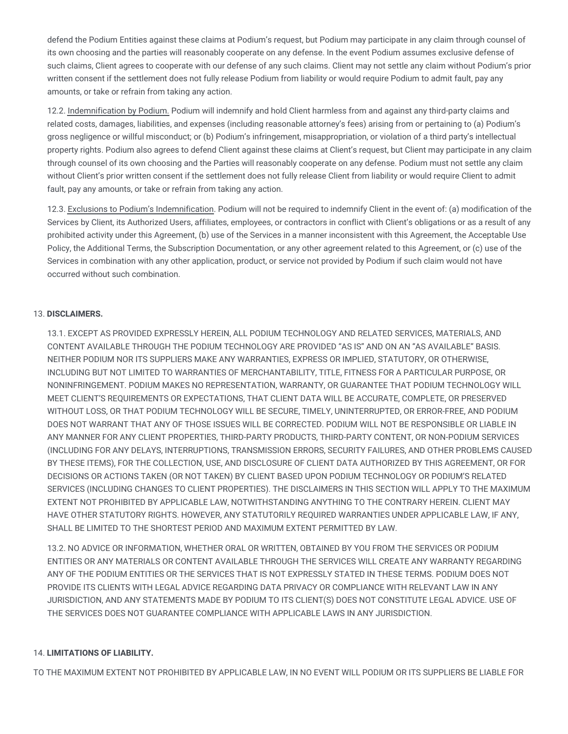defend the Podium Entities against these claims at Podium's request, but Podium may participate in any claim through counsel of its own choosing and the parties will reasonably cooperate on any defense. In the event Podium assumes exclusive defense of such claims, Client agrees to cooperate with our defense of any such claims. Client may not settle any claim without Podium's prior written consent if the settlement does not fully release Podium from liability or would require Podium to admit fault, pay any amounts, or take or refrain from taking any action.

12.2. Indemnification by Podium. Podium will indemnify and hold Client harmless from and against any third-party claims and related costs, damages, liabilities, and expenses (including reasonable attorney's fees) arising from or pertaining to (a) Podium's gross negligence or willful misconduct; or (b) Podium's infringement, misappropriation, or violation of a third party's intellectual property rights. Podium also agrees to defend Client against these claims at Client's request, but Client may participate in any claim through counsel of its own choosing and the Parties will reasonably cooperate on any defense. Podium must not settle any claim without Client's prior written consent if the settlement does not fully release Client from liability or would require Client to admit fault, pay any amounts, or take or refrain from taking any action.

12.3. Exclusions to Podium's Indemnification. Podium will not be required to indemnify Client in the event of: (a) modification of the Services by Client, its Authorized Users, affiliates, employees, or contractors in conflict with Client's obligations or as a result of any prohibited activity under this Agreement, (b) use of the Services in a manner inconsistent with this Agreement, the Acceptable Use Policy, the Additional Terms, the Subscription Documentation, or any other agreement related to this Agreement, or (c) use of the Services in combination with any other application, product, or service not provided by Podium if such claim would not have occurred without such combination.

13. **DISCLAIMERS.**

13.1. EXCEPT AS PROVIDED EXPRESSLY HEREIN, ALL PODIUM TECHNOLOGY AND RELATED SERVICES, MATERIALS, AND CONTENT AVAILABLE THROUGH THE PODIUM TECHNOLOGY ARE PROVIDED "AS IS" AND ON AN "AS AVAILABLE" BASIS. NEITHER PODIUM NOR ITS SUPPLIERS MAKE ANY WARRANTIES, EXPRESS OR IMPLIED, STATUTORY, OR OTHERWISE, INCLUDING BUT NOT LIMITED TO WARRANTIES OF MERCHANTABILITY, TITLE, FITNESS FOR A PARTICULAR PURPOSE, OR NONINFRINGEMENT. PODIUM MAKES NO REPRESENTATION, WARRANTY, OR GUARANTEE THAT PODIUM TECHNOLOGY WILL MEET CLIENT'S REQUIREMENTS OR EXPECTATIONS, THAT CLIENT DATA WILL BE ACCURATE, COMPLETE, OR PRESERVED WITHOUT LOSS, OR THAT PODIUM TECHNOLOGY WILL BE SECURE, TIMELY, UNINTERRUPTED, OR ERROR-FREE, AND PODIUM DOES NOT WARRANT THAT ANY OF THOSE ISSUES WILL BE CORRECTED. PODIUM WILL NOT BE RESPONSIBLE OR LIABLE IN ANY MANNER FOR ANY CLIENT PROPERTIES, THIRD-PARTY PRODUCTS, THIRD-PARTY CONTENT, OR NON-PODIUM SERVICES (INCLUDING FOR ANY DELAYS, INTERRUPTIONS, TRANSMISSION ERRORS, SECURITY FAILURES, AND OTHER PROBLEMS CAUSED BY THESE ITEMS), FOR THE COLLECTION, USE, AND DISCLOSURE OF CLIENT DATA AUTHORIZED BY THIS AGREEMENT, OR FOR DECISIONS OR ACTIONS TAKEN (OR NOT TAKEN) BY CLIENT BASED UPON PODIUM TECHNOLOGY OR PODIUM'S RELATED SERVICES (INCLUDING CHANGES TO CLIENT PROPERTIES). THE DISCLAIMERS IN THIS SECTION WILL APPLY TO THE MAXIMUM EXTENT NOT PROHIBITED BY APPLICABLE LAW, NOTWITHSTANDING ANYTHING TO THE CONTRARY HEREIN. CLIENT MAY HAVE OTHER STATUTORY RIGHTS. HOWEVER, ANY STATUTORILY REQUIRED WARRANTIES UNDER APPLICABLE LAW, IF ANY, SHALL BE LIMITED TO THE SHORTEST PERIOD AND MAXIMUM EXTENT PERMITTED BY LAW.

13.2. NO ADVICE OR INFORMATION, WHETHER ORAL OR WRITTEN, OBTAINED BY YOU FROM THE SERVICES OR PODIUM ENTITIES OR ANY MATERIALS OR CONTENT AVAILABLE THROUGH THE SERVICES WILL CREATE ANY WARRANTY REGARDING ANY OF THE PODIUM ENTITIES OR THE SERVICES THAT IS NOT EXPRESSLY STATED IN THESE TERMS. PODIUM DOES NOT PROVIDE ITS CLIENTS WITH LEGAL ADVICE REGARDING DATA PRIVACY OR COMPLIANCE WITH RELEVANT LAW IN ANY JURISDICTION, AND ANY STATEMENTS MADE BY PODIUM TO ITS CLIENT(S) DOES NOT CONSTITUTE LEGAL ADVICE. USE OF THE SERVICES DOES NOT GUARANTEE COMPLIANCE WITH APPLICABLE LAWS IN ANY JURISDICTION.

14. **LIMITATIONS OF LIABILITY.**

TO THE MAXIMUM EXTENT NOT PROHIBITED BY APPLICABLE LAW, IN NO EVENT WILL PODIUM OR ITS SUPPLIERS BE LIABLE FOR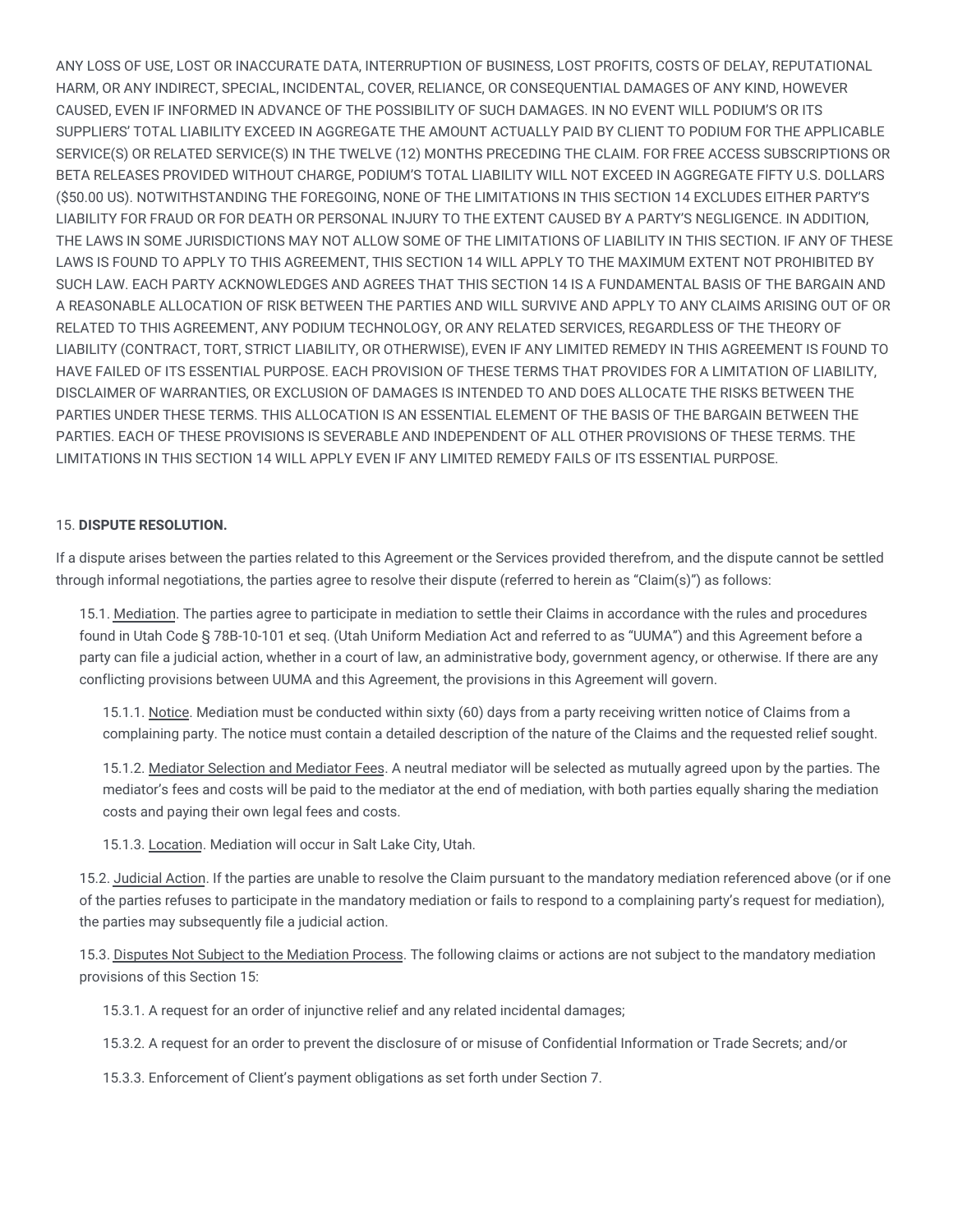ANY LOSS OF USE, LOST OR INACCURATE DATA, INTERRUPTION OF BUSINESS, LOST PROFITS, COSTS OF DELAY, REPUTATIONAL HARM, OR ANY INDIRECT, SPECIAL, INCIDENTAL, COVER, RELIANCE, OR CONSEQUENTIAL DAMAGES OF ANY KIND, HOWEVER CAUSED, EVEN IF INFORMED IN ADVANCE OF THE POSSIBILITY OF SUCH DAMAGES. IN NO EVENT WILL PODIUM'S OR ITS SUPPLIERS' TOTAL LIABILITY EXCEED IN AGGREGATE THE AMOUNT ACTUALLY PAID BY CLIENT TO PODIUM FOR THE APPLICABLE SERVICE(S) OR RELATED SERVICE(S) IN THE TWELVE (12) MONTHS PRECEDING THE CLAIM. FOR FREE ACCESS SUBSCRIPTIONS OR BETA RELEASES PROVIDED WITHOUT CHARGE, PODIUM'S TOTAL LIABILITY WILL NOT EXCEED IN AGGREGATE FIFTY U.S. DOLLARS ($50.00 US). NOTWITHSTANDING THE FOREGOING, NONE OF THE LIMITATIONS IN THIS SECTION 14 EXCLUDES EITHER PARTY'S LIABILITY FOR FRAUD OR FOR DEATH OR PERSONAL INJURY TO THE EXTENT CAUSED BY A PARTY'S NEGLIGENCE. IN ADDITION, THE LAWS IN SOME JURISDICTIONS MAY NOT ALLOW SOME OF THE LIMITATIONS OF LIABILITY IN THIS SECTION. IF ANY OF THESE LAWS IS FOUND TO APPLY TO THIS AGREEMENT, THIS SECTION 14 WILL APPLY TO THE MAXIMUM EXTENT NOT PROHIBITED BY SUCH LAW. EACH PARTY ACKNOWLEDGES AND AGREES THAT THIS SECTION 14 IS A FUNDAMENTAL BASIS OF THE BARGAIN AND A REASONABLE ALLOCATION OF RISK BETWEEN THE PARTIES AND WILL SURVIVE AND APPLY TO ANY CLAIMS ARISING OUT OF OR RELATED TO THIS AGREEMENT, ANY PODIUM TECHNOLOGY, OR ANY RELATED SERVICES, REGARDLESS OF THE THEORY OF LIABILITY (CONTRACT, TORT, STRICT LIABILITY, OR OTHERWISE), EVEN IF ANY LIMITED REMEDY IN THIS AGREEMENT IS FOUND TO HAVE FAILED OF ITS ESSENTIAL PURPOSE. EACH PROVISION OF THESE TERMS THAT PROVIDES FOR A LIMITATION OF LIABILITY, DISCLAIMER OF WARRANTIES, OR EXCLUSION OF DAMAGES IS INTENDED TO AND DOES ALLOCATE THE RISKS BETWEEN THE PARTIES UNDER THESE TERMS. THIS ALLOCATION IS AN ESSENTIAL ELEMENT OF THE BASIS OF THE BARGAIN BETWEEN THE PARTIES. EACH OF THESE PROVISIONS IS SEVERABLE AND INDEPENDENT OF ALL OTHER PROVISIONS OF THESE TERMS. THE LIMITATIONS IN THIS SECTION 14 WILL APPLY EVEN IF ANY LIMITED REMEDY FAILS OF ITS ESSENTIAL PURPOSE.

15. **DISPUTE RESOLUTION.**

If a dispute arises between the parties related to this Agreement or the Services provided therefrom, and the dispute cannot be settled through informal negotiations, the parties agree to resolve their dispute (referred to herein as "Claim(s)") as follows:

15.1. Mediation. The parties agree to participate in mediation to settle their Claims in accordance with the rules and procedures found in Utah Code § 78B-10-101 et seq. (Utah Uniform Mediation Act and referred to as "UUMA") and this Agreement before a party can file a judicial action, whether in a court of law, an administrative body, government agency, or otherwise. If there are any conflicting provisions between UUMA and this Agreement, the provisions in this Agreement will govern.

15.1.1. Notice. Mediation must be conducted within sixty (60) days from a party receiving written notice of Claims from a complaining party. The notice must contain a detailed description of the nature of the Claims and the requested relief sought.

15.1.2. Mediator Selection and Mediator Fees. A neutral mediator will be selected as mutually agreed upon by the parties. The mediator's fees and costs will be paid to the mediator at the end of mediation, with both parties equally sharing the mediation costs and paying their own legal fees and costs.

15.1.3. Location. Mediation will occur in Salt Lake City, Utah.

15.2. Judicial Action. If the parties are unable to resolve the Claim pursuant to the mandatory mediation referenced above (or if one of the parties refuses to participate in the mandatory mediation or fails to respond to a complaining party's request for mediation), the parties may subsequently file a judicial action.

15.3. Disputes Not Subject to the Mediation Process. The following claims or actions are not subject to the mandatory mediation provisions of this Section 15:

15.3.1. A request for an order of injunctive relief and any related incidental damages;

15.3.2. A request for an order to prevent the disclosure of or misuse of Confidential Information or Trade Secrets; and/or

15.3.3. Enforcement of Client's payment obligations as set forth under Section 7.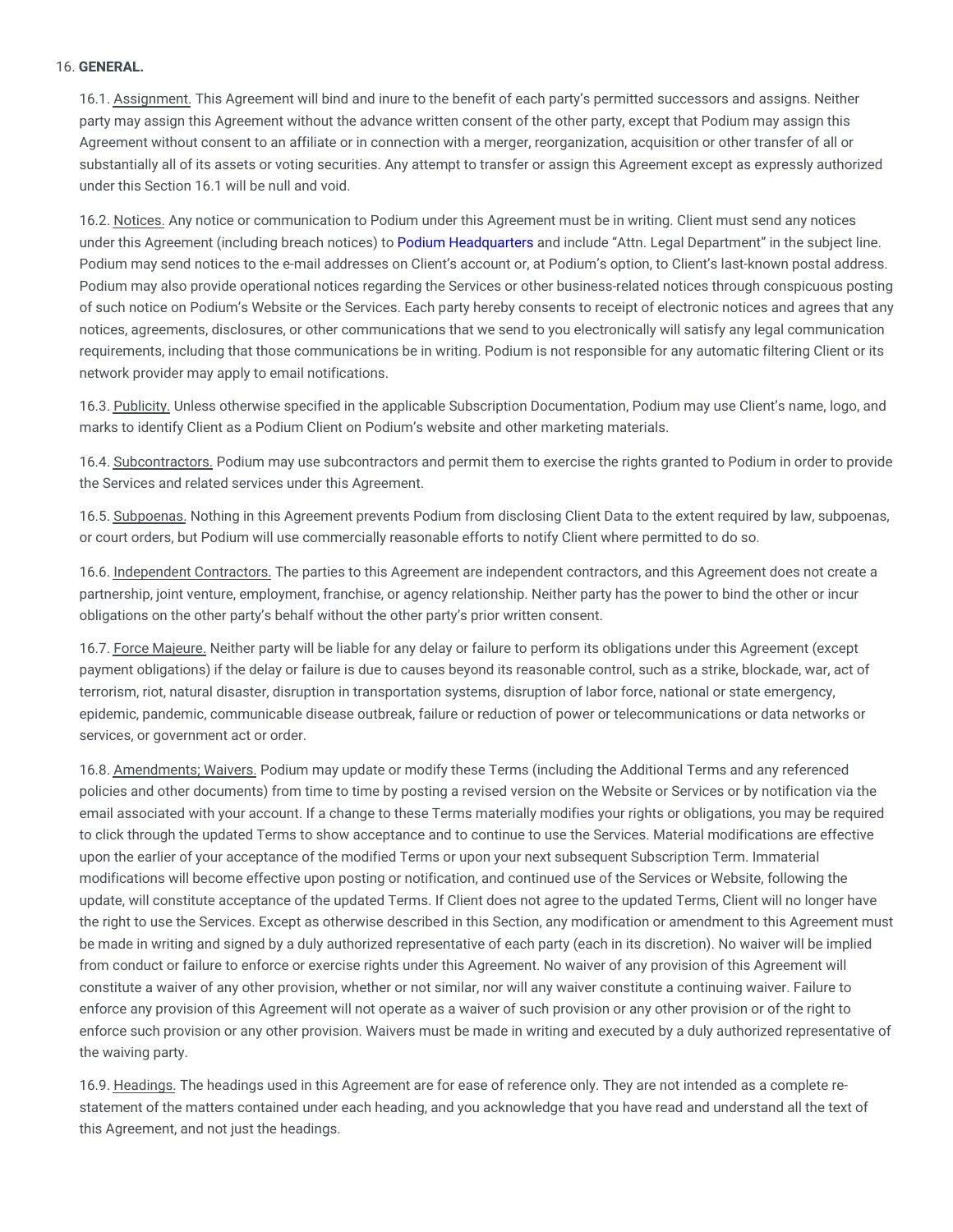16. **GENERAL.**

16.1. Assignment. This Agreement will bind and inure to the benefit of each party's permitted successors and assigns. Neither party may assign this Agreement without the advance written consent of the other party, except that Podium may assign this Agreement without consent to an affiliate or in connection with a merger, reorganization, acquisition or other transfer of all or substantially all of its assets or voting securities. Any attempt to transfer or assign this Agreement except as expressly authorized under this Section 16.1 will be null and void.

16.2. Notices. Any notice or communication to Podium under this Agreement must be in writing. Client must send any notices under this Agreement (including breach notices) to Podium Headquarters and include "Attn. Legal Department" in the subject line. Podium may send notices to the e-mail addresses on Client's account or, at Podium's option, to Client's last-known postal address. Podium may also provide operational notices regarding the Services or other business-related notices through conspicuous posting of such notice on Podium's Website or the Services. Each party hereby consents to receipt of electronic notices and agrees that any notices, agreements, disclosures, or other communications that we send to you electronically will satisfy any legal communication requirements, including that those communications be in writing. Podium is not responsible for any automatic filtering Client or its network provider may apply to email notifications.

16.3. Publicity. Unless otherwise specified in the applicable Subscription Documentation, Podium may use Client's name, logo, and marks to identify Client as a Podium Client on Podium's website and other marketing materials.

16.4. Subcontractors. Podium may use subcontractors and permit them to exercise the rights granted to Podium in order to provide the Services and related services under this Agreement.

16.5. Subpoenas. Nothing in this Agreement prevents Podium from disclosing Client Data to the extent required by law, subpoenas, or court orders, but Podium will use commercially reasonable efforts to notify Client where permitted to do so.

16.6. Independent Contractors. The parties to this Agreement are independent contractors, and this Agreement does not create a partnership, joint venture, employment, franchise, or agency relationship. Neither party has the power to bind the other or incur obligations on the other party's behalf without the other party's prior written consent.

16.7. Force Majeure. Neither party will be liable for any delay or failure to perform its obligations under this Agreement (except payment obligations) if the delay or failure is due to causes beyond its reasonable control, such as a strike, blockade, war, act of terrorism, riot, natural disaster, disruption in transportation systems, disruption of labor force, national or state emergency, epidemic, pandemic, communicable disease outbreak, failure or reduction of power or telecommunications or data networks or services, or government act or order.

16.8. Amendments; Waivers. Podium may update or modify these Terms (including the Additional Terms and any referenced policies and other documents) from time to time by posting a revised version on the Website or Services or by notification via the email associated with your account. If a change to these Terms materially modifies your rights or obligations, you may be required to click through the updated Terms to show acceptance and to continue to use the Services. Material modifications are effective upon the earlier of your acceptance of the modified Terms or upon your next subsequent Subscription Term. Immaterial modifications will become effective upon posting or notification, and continued use of the Services or Website, following the update, will constitute acceptance of the updated Terms. If Client does not agree to the updated Terms, Client will no longer have the right to use the Services. Except as otherwise described in this Section, any modification or amendment to this Agreement must be made in writing and signed by a duly authorized representative of each party (each in its discretion). No waiver will be implied from conduct or failure to enforce or exercise rights under this Agreement. No waiver of any provision of this Agreement will constitute a waiver of any other provision, whether or not similar, nor will any waiver constitute a continuing waiver. Failure to enforce any provision of this Agreement will not operate as a waiver of such provision or any other provision or of the right to enforce such provision or any other provision. Waivers must be made in writing and executed by a duly authorized representative of the waiving party.

16.9. Headings. The headings used in this Agreement are for ease of reference only. They are not intended as a complete re-statement of the matters contained under each heading, and you acknowledge that you have read and understand all the text of this Agreement, and not just the headings.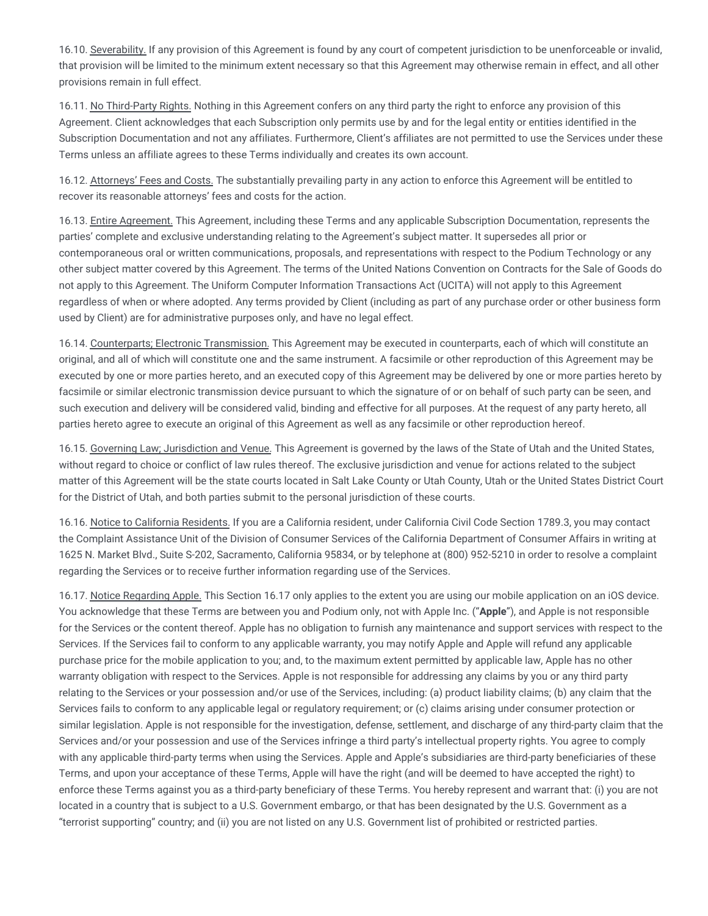16.10. Severability. If any provision of this Agreement is found by any court of competent jurisdiction to be unenforceable or invalid, that provision will be limited to the minimum extent necessary so that this Agreement may otherwise remain in effect, and all other provisions remain in full effect.

16.11. No Third-Party Rights. Nothing in this Agreement confers on any third party the right to enforce any provision of this Agreement. Client acknowledges that each Subscription only permits use by and for the legal entity or entities identified in the Subscription Documentation and not any affiliates. Furthermore, Client's affiliates are not permitted to use the Services under these Terms unless an affiliate agrees to these Terms individually and creates its own account.

16.12. Attorneys' Fees and Costs. The substantially prevailing party in any action to enforce this Agreement will be entitled to recover its reasonable attorneys' fees and costs for the action.

16.13. Entire Agreement. This Agreement, including these Terms and any applicable Subscription Documentation, represents the parties' complete and exclusive understanding relating to the Agreement's subject matter. It supersedes all prior or contemporaneous oral or written communications, proposals, and representations with respect to the Podium Technology or any other subject matter covered by this Agreement. The terms of the United Nations Convention on Contracts for the Sale of Goods do not apply to this Agreement. The Uniform Computer Information Transactions Act (UCITA) will not apply to this Agreement regardless of when or where adopted. Any terms provided by Client (including as part of any purchase order or other business form used by Client) are for administrative purposes only, and have no legal effect.

16.14. Counterparts; Electronic Transmission. This Agreement may be executed in counterparts, each of which will constitute an original, and all of which will constitute one and the same instrument. A facsimile or other reproduction of this Agreement may be executed by one or more parties hereto, and an executed copy of this Agreement may be delivered by one or more parties hereto by facsimile or similar electronic transmission device pursuant to which the signature of or on behalf of such party can be seen, and such execution and delivery will be considered valid, binding and effective for all purposes. At the request of any party hereto, all parties hereto agree to execute an original of this Agreement as well as any facsimile or other reproduction hereof.

16.15. Governing Law; Jurisdiction and Venue. This Agreement is governed by the laws of the State of Utah and the United States, without regard to choice or conflict of law rules thereof. The exclusive jurisdiction and venue for actions related to the subject matter of this Agreement will be the state courts located in Salt Lake County or Utah County, Utah or the United States District Court for the District of Utah, and both parties submit to the personal jurisdiction of these courts.

16.16. Notice to California Residents. If you are a California resident, under California Civil Code Section 1789.3, you may contact the Complaint Assistance Unit of the Division of Consumer Services of the California Department of Consumer Affairs in writing at 1625 N. Market Blvd., Suite S-202, Sacramento, California 95834, or by telephone at (800) 952-5210 in order to resolve a complaint regarding the Services or to receive further information regarding use of the Services.

16.17. Notice Regarding Apple. This Section 16.17 only applies to the extent you are using our mobile application on an iOS device. You acknowledge that these Terms are between you and Podium only, not with Apple Inc. ("**Apple**"), and Apple is not responsible for the Services or the content thereof. Apple has no obligation to furnish any maintenance and support services with respect to the Services. If the Services fail to conform to any applicable warranty, you may notify Apple and Apple will refund any applicable purchase price for the mobile application to you; and, to the maximum extent permitted by applicable law, Apple has no other warranty obligation with respect to the Services. Apple is not responsible for addressing any claims by you or any third party relating to the Services or your possession and/or use of the Services, including: (a) product liability claims; (b) any claim that the Services fails to conform to any applicable legal or regulatory requirement; or (c) claims arising under consumer protection or similar legislation. Apple is not responsible for the investigation, defense, settlement, and discharge of any third-party claim that the Services and/or your possession and use of the Services infringe a third party's intellectual property rights. You agree to comply with any applicable third-party terms when using the Services. Apple and Apple's subsidiaries are third-party beneficiaries of these Terms, and upon your acceptance of these Terms, Apple will have the right (and will be deemed to have accepted the right) to enforce these Terms against you as a third-party beneficiary of these Terms. You hereby represent and warrant that: (i) you are not located in a country that is subject to a U.S. Government embargo, or that has been designated by the U.S. Government as a "terrorist supporting" country; and (ii) you are not listed on any U.S. Government list of prohibited or restricted parties.